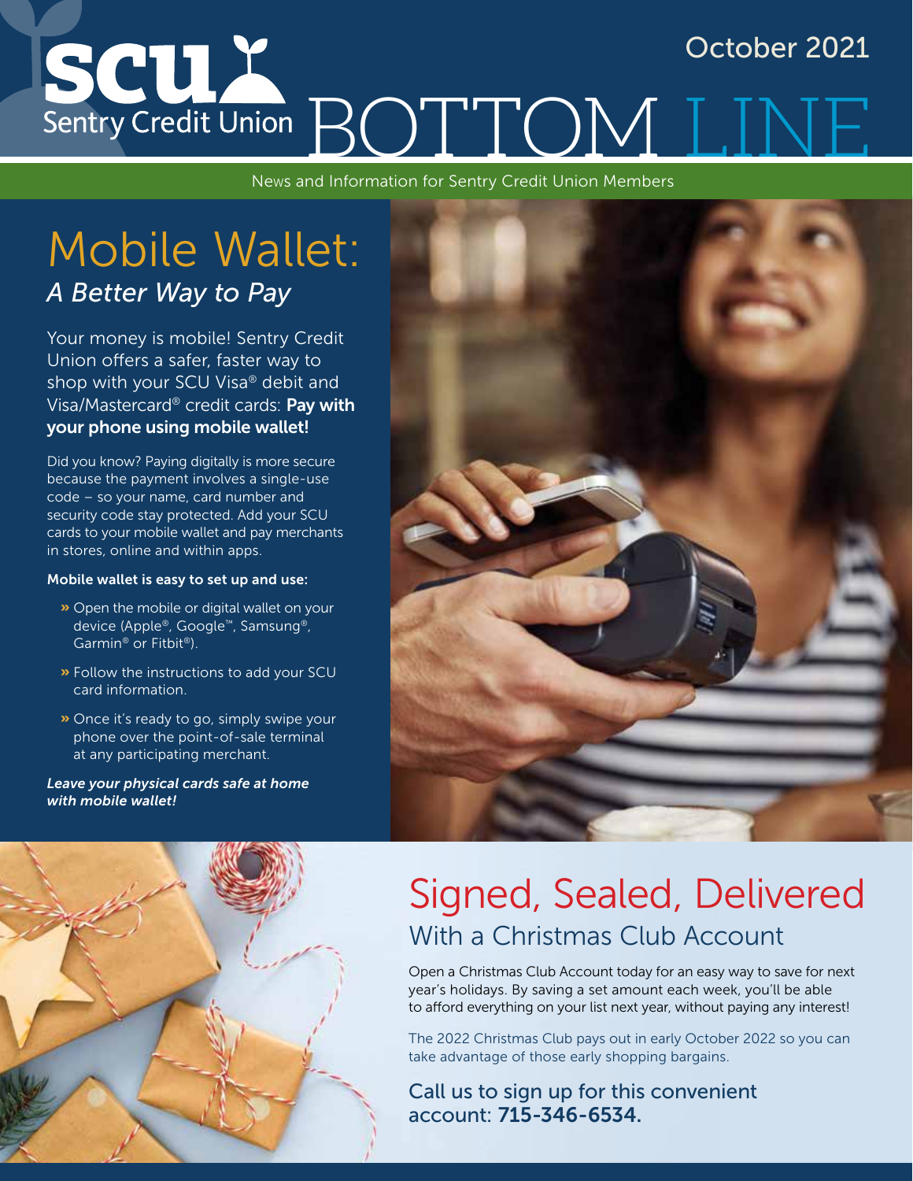SCU Sentry Credit Union

October 2021

# BOTTOM LINE

News and Information for Sentry Credit Union Members

## Mobile Wallet:

### *A Better Way to Pay*

Your money is mobile! Sentry Credit Union offers a safer, faster way to shop with your SCU Visa® debit and Visa/Mastercard® credit cards: **Pay with your phone using mobile wallet!**

Did you know? Paying digitally is more secure because the payment involves a single-use code – so your name, card number and security code stay protected. Add your SCU cards to your mobile wallet and pay merchants in stores, online and within apps.

**Mobile wallet is easy to set up and use:**

- Open the mobile or digital wallet on your device (Apple®, Google™, Samsung®, Garmin® or Fitbit®).
- Follow the instructions to add your SCU card information.
- Once it's ready to go, simply swipe your phone over the point-of-sale terminal at any participating merchant.

***Leave your physical cards safe at home with mobile wallet!***

## Signed, Sealed, Delivered

### With a Christmas Club Account

Open a Christmas Club Account today for an easy way to save for next year's holidays. By saving a set amount each week, you'll be able to afford everything on your list next year, without paying any interest!

The 2022 Christmas Club pays out in early October 2022 so you can take advantage of those early shopping bargains.

Call us to sign up for this convenient account: **715-346-6534.**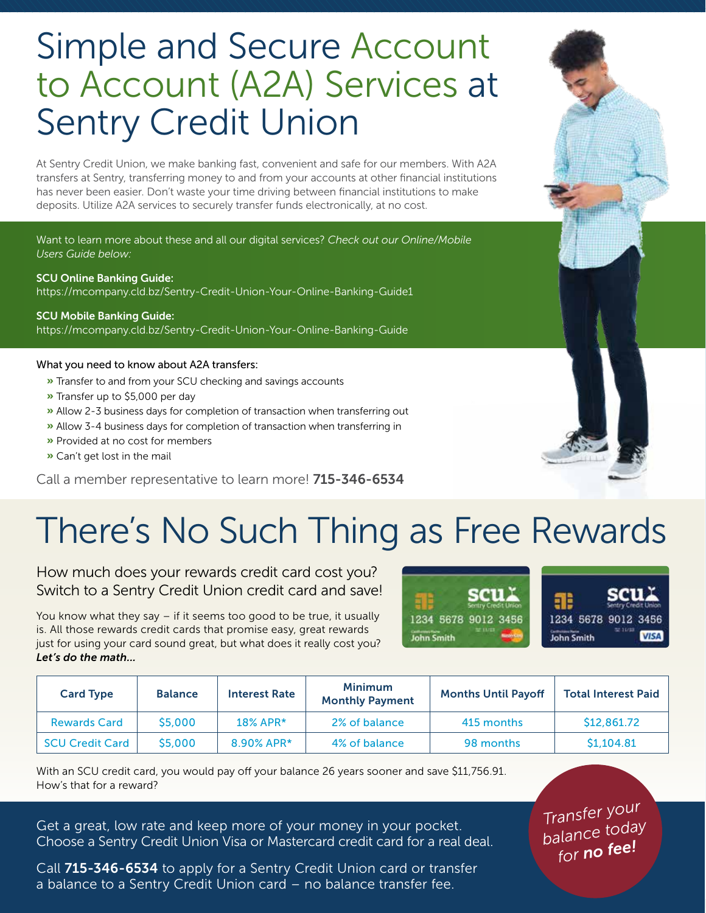# Simple and Secure Account to Account (A2A) Services at Sentry Credit Union

At Sentry Credit Union, we make banking fast, convenient and safe for our members. With A2A transfers at Sentry, transferring money to and from your accounts at other financial institutions has never been easier. Don't waste your time driving between financial institutions to make deposits. Utilize A2A services to securely transfer funds electronically, at no cost.

Want to learn more about these and all our digital services? *Check out our Online/Mobile Users Guide below:*

**SCU Online Banking Guide:**
https://mcompany.cld.bz/Sentry-Credit-Union-Your-Online-Banking-Guide1

**SCU Mobile Banking Guide:**
https://mcompany.cld.bz/Sentry-Credit-Union-Your-Online-Banking-Guide

What you need to know about A2A transfers:

- » Transfer to and from your SCU checking and savings accounts
- » Transfer up to $5,000 per day
- » Allow 2-3 business days for completion of transaction when transferring out
- » Allow 3-4 business days for completion of transaction when transferring in
- » Provided at no cost for members
- » Can't get lost in the mail

Call a member representative to learn more! **715-346-6534**

# There's No Such Thing as Free Rewards

## How much does your rewards credit card cost you? Switch to a Sentry Credit Union credit card and save!

You know what they say – if it seems too good to be true, it usually is. All those rewards credit cards that promise easy, great rewards just for using your card sound great, but what does it really cost you? ***Let's do the math...***

| Card Type | Balance | Interest Rate | Minimum Monthly Payment | Months Until Payoff | Total Interest Paid |
|---|---|---|---|---|---|
| Rewards Card | $5,000 | 18% APR* | 2% of balance | 415 months | $12,861.72 |
| SCU Credit Card | $5,000 | 8.90% APR* | 4% of balance | 98 months | $1,104.81 |

With an SCU credit card, you would pay off your balance 26 years sooner and save $11,756.91. How's that for a reward?

Get a great, low rate and keep more of your money in your pocket. Choose a Sentry Credit Union Visa or Mastercard credit card for a real deal.

Call **715-346-6534** to apply for a Sentry Credit Union card or transfer a balance to a Sentry Credit Union card – no balance transfer fee.

*Transfer your balance today for **no fee!***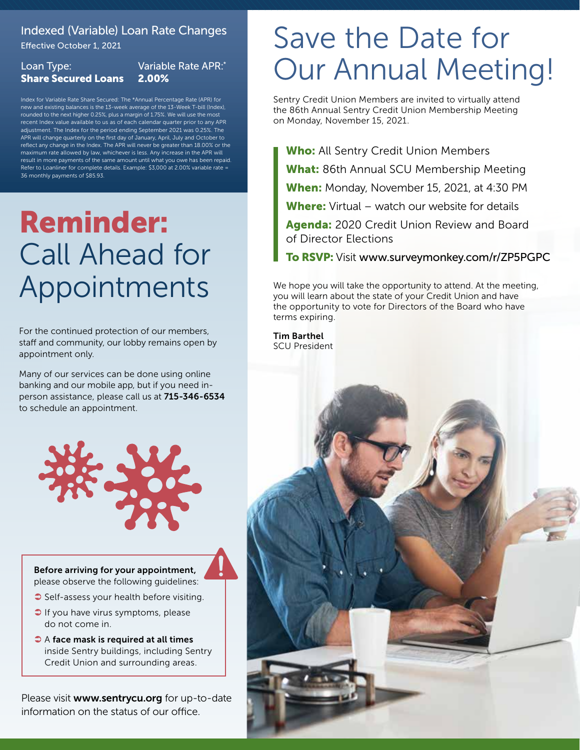## Indexed (Variable) Loan Rate Changes

Effective October 1, 2021

| Loan Type: | Variable Rate APR:* |
|---|---|
| **Share Secured Loans** | **2.00%** |

Index for Variable Rate Share Secured: The *Annual Percentage Rate (APR) for new and existing balances is the 13-week average of the 13-Week T-bill (Index), rounded to the next higher 0.25%, plus a margin of 1.75%. We will use the most recent Index value available to us as of each calendar quarter prior to any APR adjustment. The Index for the period ending September 2021 was 0.25%. The APR will change quarterly on the first day of January, April, July and October to reflect any change in the Index. The APR will never be greater than 18.00% or the maximum rate allowed by law, whichever is less. Any increase in the APR will result in more payments of the same amount until what you owe has been repaid. Refer to Loanliner for complete details. Example: $3,000 at 2.00% variable rate = 36 monthly payments of $85.93.

# **Reminder:** Call Ahead for Appointments

For the continued protection of our members, staff and community, our lobby remains open by appointment only.

Many of our services can be done using online banking and our mobile app, but if you need in-person assistance, please call us at **715-346-6534** to schedule an appointment.

**Before arriving for your appointment,** please observe the following guidelines:

- Self-assess your health before visiting.
- If you have virus symptoms, please do not come in.
- A **face mask is required at all times** inside Sentry buildings, including Sentry Credit Union and surrounding areas.

Please visit **www.sentrycu.org** for up-to-date information on the status of our office.

# Save the Date for Our Annual Meeting!

Sentry Credit Union Members are invited to virtually attend the 86th Annual Sentry Credit Union Membership Meeting on Monday, November 15, 2021.

**Who:** All Sentry Credit Union Members

**What:** 86th Annual SCU Membership Meeting

**When:** Monday, November 15, 2021, at 4:30 PM

**Where:** Virtual – watch our website for details

**Agenda:** 2020 Credit Union Review and Board of Director Elections

**To RSVP:** Visit www.surveymonkey.com/r/ZP5PGPC

We hope you will take the opportunity to attend. At the meeting, you will learn about the state of your Credit Union and have the opportunity to vote for Directors of the Board who have terms expiring.

**Tim Barthel**
SCU President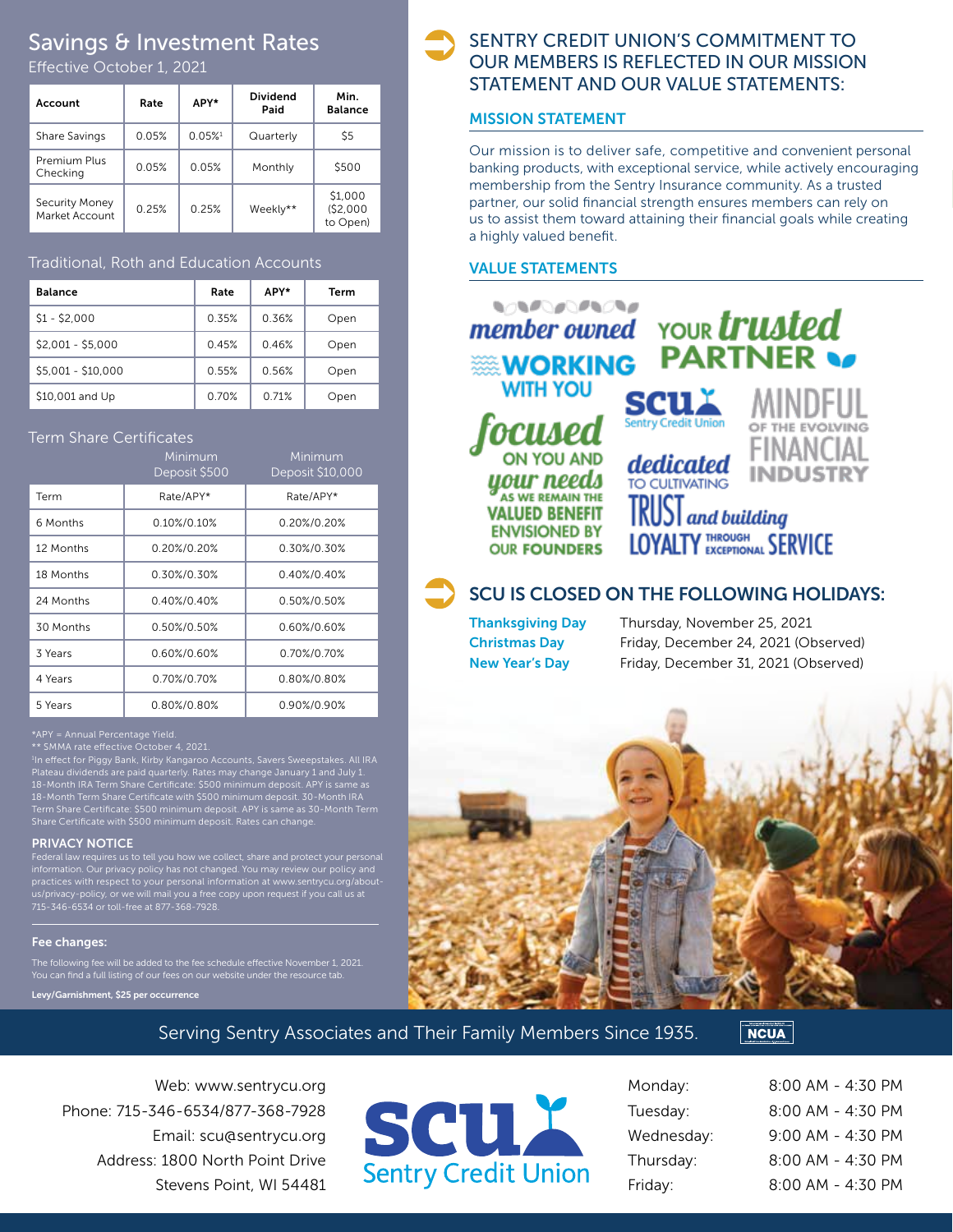## Savings & Investment Rates

Effective October 1, 2021

| Account | Rate | APY* | Dividend Paid | Min. Balance |
| --- | --- | --- | --- | --- |
| Share Savings | 0.05% | 0.05%[1] | Quarterly | $5 |
| Premium Plus Checking | 0.05% | 0.05% | Monthly | $500 |
| Security Money Market Account | 0.25% | 0.25% | Weekly** | $1,000 ($2,000 to Open) |

### Traditional, Roth and Education Accounts

| Balance | Rate | APY* | Term |
| --- | --- | --- | --- |
| $1 - $2,000 | 0.35% | 0.36% | Open |
| $2,001 - $5,000 | 0.45% | 0.46% | Open |
| $5,001 - $10,000 | 0.55% | 0.56% | Open |
| $10,001 and Up | 0.70% | 0.71% | Open |

### Term Share Certificates

| | Minimum Deposit $500 | Minimum Deposit $10,000 |
| --- | --- | --- |
| Term | Rate/APY* | Rate/APY* |
| 6 Months | 0.10%/0.10% | 0.20%/0.20% |
| 12 Months | 0.20%/0.20% | 0.30%/0.30% |
| 18 Months | 0.30%/0.30% | 0.40%/0.40% |
| 24 Months | 0.40%/0.40% | 0.50%/0.50% |
| 30 Months | 0.50%/0.50% | 0.60%/0.60% |
| 3 Years | 0.60%/0.60% | 0.70%/0.70% |
| 4 Years | 0.70%/0.70% | 0.80%/0.80% |
| 5 Years | 0.80%/0.80% | 0.90%/0.90% |

*APY = Annual Percentage Yield.
** SMMA rate effective October 4, 2021.
[1]In effect for Piggy Bank, Kirby Kangaroo Accounts, Savers Sweepstakes. All IRA Plateau dividends are paid quarterly. Rates may change January 1 and July 1. 18-Month IRA Term Share Certificate: $500 minimum deposit. APY is same as 18-Month Term Share Certificate with $500 minimum deposit. 30-Month IRA Term Share Certificate: $500 minimum deposit. APY is same as 30-Month Term Share Certificate with $500 minimum deposit. Rates can change.

### PRIVACY NOTICE

Federal law requires us to tell you how we collect, share and protect your personal information. Our privacy policy has not changed. You may review our policy and practices with respect to your personal information at www.sentrycu.org/about-us/privacy-policy, or we will mail you a free copy upon request if you call us at 715-346-6534 or toll-free at 877-368-7928.

### Fee changes:

The following fee will be added to the fee schedule effective November 1, 2021. You can find a full listing of our fees on our website under the resource tab.

**Levy/Garnishment, $25 per occurrence**

## SENTRY CREDIT UNION'S COMMITMENT TO OUR MEMBERS IS REFLECTED IN OUR MISSION STATEMENT AND OUR VALUE STATEMENTS:

### MISSION STATEMENT

Our mission is to deliver safe, competitive and convenient personal banking products, with exceptional service, while actively encouraging membership from the Sentry Insurance community. As a trusted partner, our solid financial strength ensures members can rely on us to assist them toward attaining their financial goals while creating a highly valued benefit.

### VALUE STATEMENTS

member owned
WORKING WITH YOU
YOUR trusted PARTNER
focused ON YOU AND your needs AS WE REMAIN THE VALUED BENEFIT ENVISIONED BY OUR FOUNDERS
SCU Sentry Credit Union
dedicated TO CULTIVATING TRUST and building LOYALTY THROUGH EXCEPTIONAL SERVICE
MINDFUL OF THE EVOLVING FINANCIAL INDUSTRY

## SCU IS CLOSED ON THE FOLLOWING HOLIDAYS:

| | |
| --- | --- |
| **Thanksgiving Day** | Thursday, November 25, 2021 |
| **Christmas Day** | Friday, December 24, 2021 (Observed) |
| **New Year's Day** | Friday, December 31, 2021 (Observed) |

Serving Sentry Associates and Their Family Members Since 1935.

NCUA

Web: www.sentrycu.org
Phone: 715-346-6534/877-368-7928
Email: scu@sentrycu.org
Address: 1800 North Point Drive
Stevens Point, WI 54481

SCU Sentry Credit Union

| | |
| --- | --- |
| Monday: | 8:00 AM - 4:30 PM |
| Tuesday: | 8:00 AM - 4:30 PM |
| Wednesday: | 9:00 AM - 4:30 PM |
| Thursday: | 8:00 AM - 4:30 PM |
| Friday: | 8:00 AM - 4:30 PM |